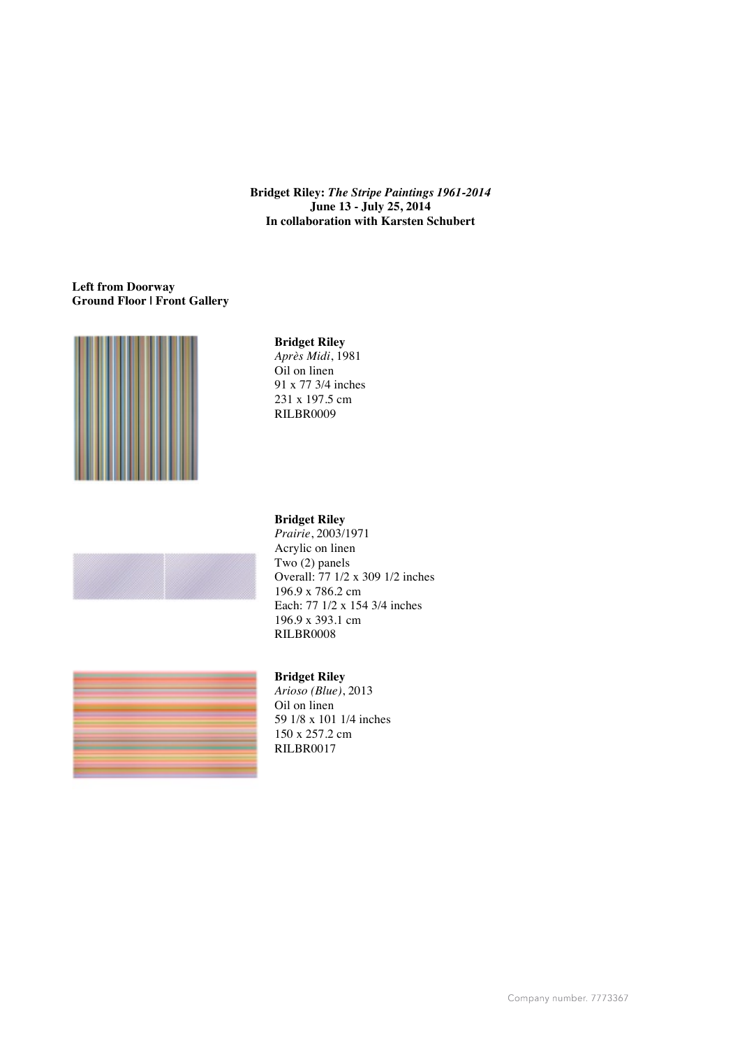**Bridget Riley:** ***The Stripe Paintings 1961-2014***
**June 13 - July 25, 2014**
**In collaboration with Karsten Schubert**

**Left from Doorway**
**Ground Floor | Front Gallery**

**Bridget Riley**
*Après Midi*, 1981
Oil on linen
91 x 77 3/4 inches
231 x 197.5 cm
RILBR0009

**Bridget Riley**
*Prairie*, 2003/1971
Acrylic on linen
Two (2) panels
Overall: 77 1/2 x 309 1/2 inches
196.9 x 786.2 cm
Each: 77 1/2 x 154 3/4 inches
196.9 x 393.1 cm
RILBR0008

**Bridget Riley**
*Arioso (Blue)*, 2013
Oil on linen
59 1/8 x 101 1/4 inches
150 x 257.2 cm
RILBR0017

Company number. 7773367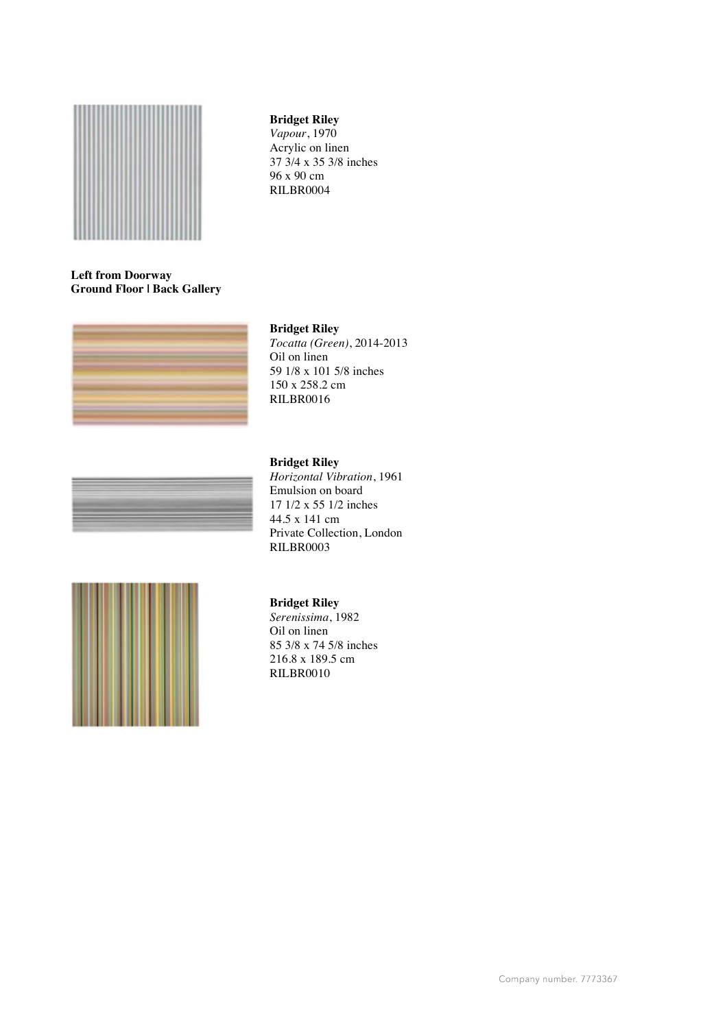**Bridget Riley**
*Vapour*, 1970
Acrylic on linen
37 3/4 x 35 3/8 inches
96 x 90 cm
RILBR0004

**Left from Doorway**
**Ground Floor | Back Gallery**

**Bridget Riley**
*Tocatta (Green)*, 2014-2013
Oil on linen
59 1/8 x 101 5/8 inches
150 x 258.2 cm
RILBR0016

**Bridget Riley**
*Horizontal Vibration*, 1961
Emulsion on board
17 1/2 x 55 1/2 inches
44.5 x 141 cm
Private Collection, London
RILBR0003

**Bridget Riley**
*Serenissima*, 1982
Oil on linen
85 3/8 x 74 5/8 inches
216.8 x 189.5 cm
RILBR0010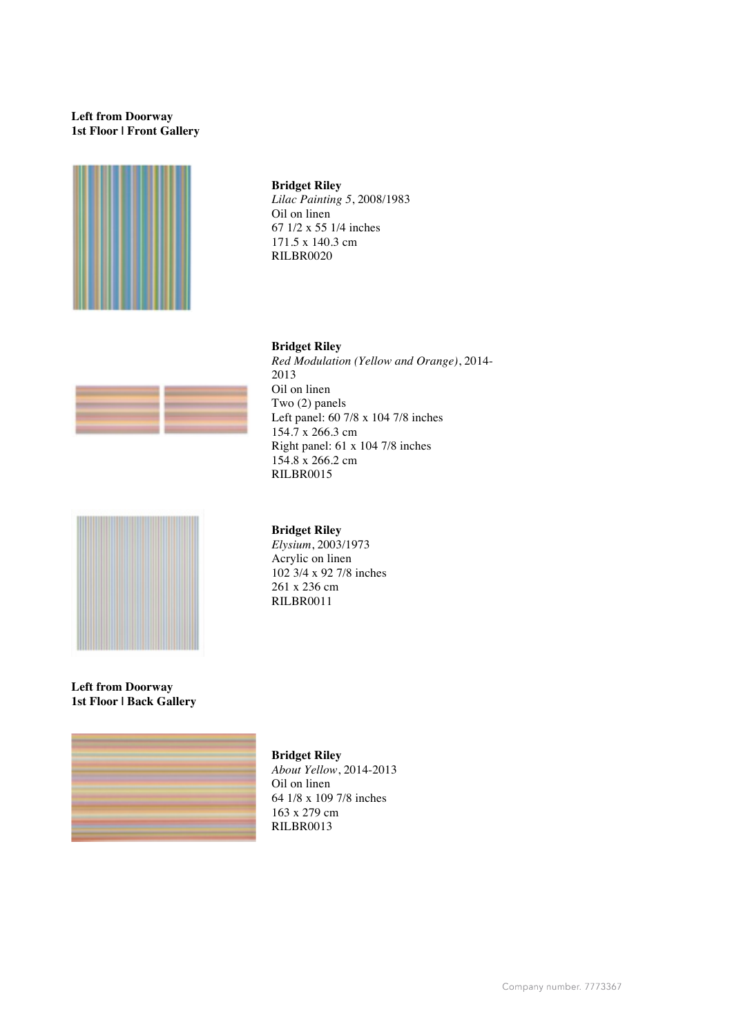**Left from Doorway**
**1st Floor | Front Gallery**

**Bridget Riley**
*Lilac Painting 5*, 2008/1983
Oil on linen
67 1/2 x 55 1/4 inches
171.5 x 140.3 cm
RILBR0020

**Bridget Riley**
*Red Modulation (Yellow and Orange)*, 2014-2013
Oil on linen
Two (2) panels
Left panel: 60 7/8 x 104 7/8 inches
154.7 x 266.3 cm
Right panel: 61 x 104 7/8 inches
154.8 x 266.2 cm
RILBR0015

**Bridget Riley**
*Elysium*, 2003/1973
Acrylic on linen
102 3/4 x 92 7/8 inches
261 x 236 cm
RILBR0011

**Left from Doorway**
**1st Floor | Back Gallery**

**Bridget Riley**
*About Yellow*, 2014-2013
Oil on linen
64 1/8 x 109 7/8 inches
163 x 279 cm
RILBR0013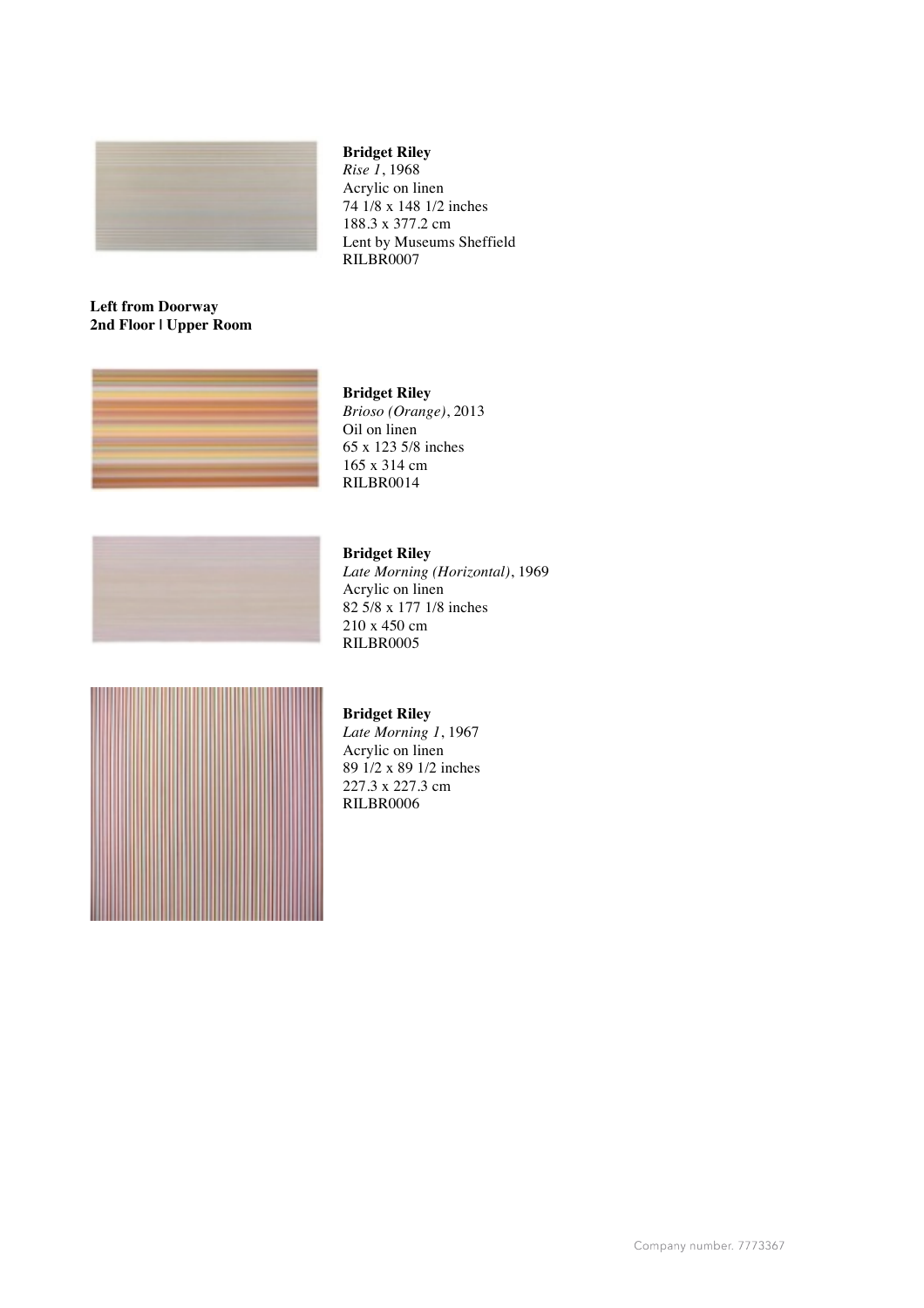**Bridget Riley**
*Rise 1*, 1968
Acrylic on linen
74 1/8 x 148 1/2 inches
188.3 x 377.2 cm
Lent by Museums Sheffield
RILBR0007

**Left from Doorway**
**2nd Floor | Upper Room**

**Bridget Riley**
*Brioso (Orange)*, 2013
Oil on linen
65 x 123 5/8 inches
165 x 314 cm
RILBR0014

**Bridget Riley**
*Late Morning (Horizontal)*, 1969
Acrylic on linen
82 5/8 x 177 1/8 inches
210 x 450 cm
RILBR0005

**Bridget Riley**
*Late Morning 1*, 1967
Acrylic on linen
89 1/2 x 89 1/2 inches
227.3 x 227.3 cm
RILBR0006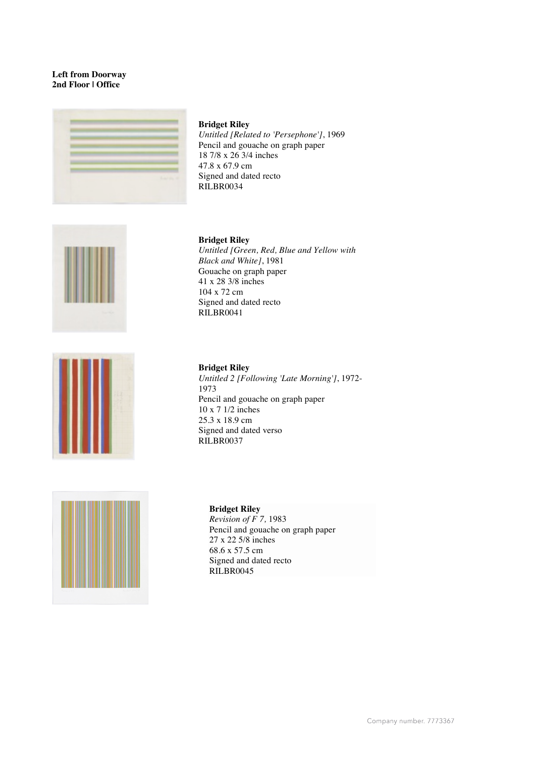**Left from Doorway**
**2nd Floor | Office**

**Bridget Riley**
*Untitled [Related to 'Persephone']*, 1969
Pencil and gouache on graph paper
18 7/8 x 26 3/4 inches
47.8 x 67.9 cm
Signed and dated recto
RILBR0034

**Bridget Riley**
*Untitled [Green, Red, Blue and Yellow with Black and White]*, 1981
Gouache on graph paper
41 x 28 3/8 inches
104 x 72 cm
Signed and dated recto
RILBR0041

**Bridget Riley**
*Untitled 2 [Following 'Late Morning']*, 1972-1973
Pencil and gouache on graph paper
10 x 7 1/2 inches
25.3 x 18.9 cm
Signed and dated verso
RILBR0037

**Bridget Riley**
*Revision of F 7,* 1983
Pencil and gouache on graph paper
27 x 22 5/8 inches
68.6 x 57.5 cm
Signed and dated recto
RILBR0045

Company number. 7773367